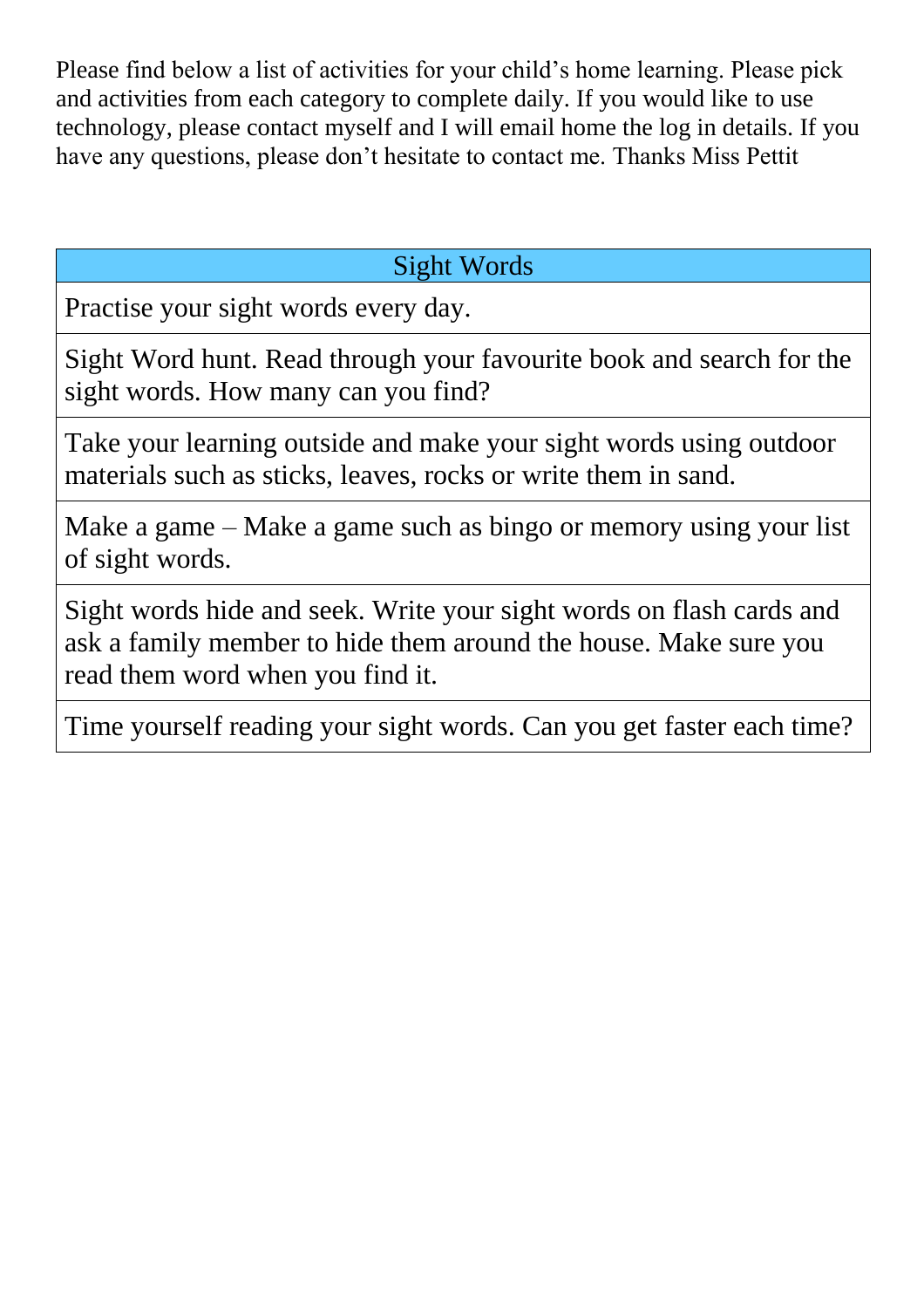Please find below a list of activities for your child's home learning. Please pick and activities from each category to complete daily. If you would like to use technology, please contact myself and I will email home the log in details. If you have any questions, please don't hesitate to contact me. Thanks Miss Pettit

| Sight Words |
| --- |
| Practise your sight words every day. |
| Sight Word hunt. Read through your favourite book and search for the sight words. How many can you find? |
| Take your learning outside and make your sight words using outdoor materials such as sticks, leaves, rocks or write them in sand. |
| Make a game – Make a game such as bingo or memory using your list of sight words. |
| Sight words hide and seek. Write your sight words on flash cards and ask a family member to hide them around the house. Make sure you read them word when you find it. |
| Time yourself reading your sight words. Can you get faster each time? |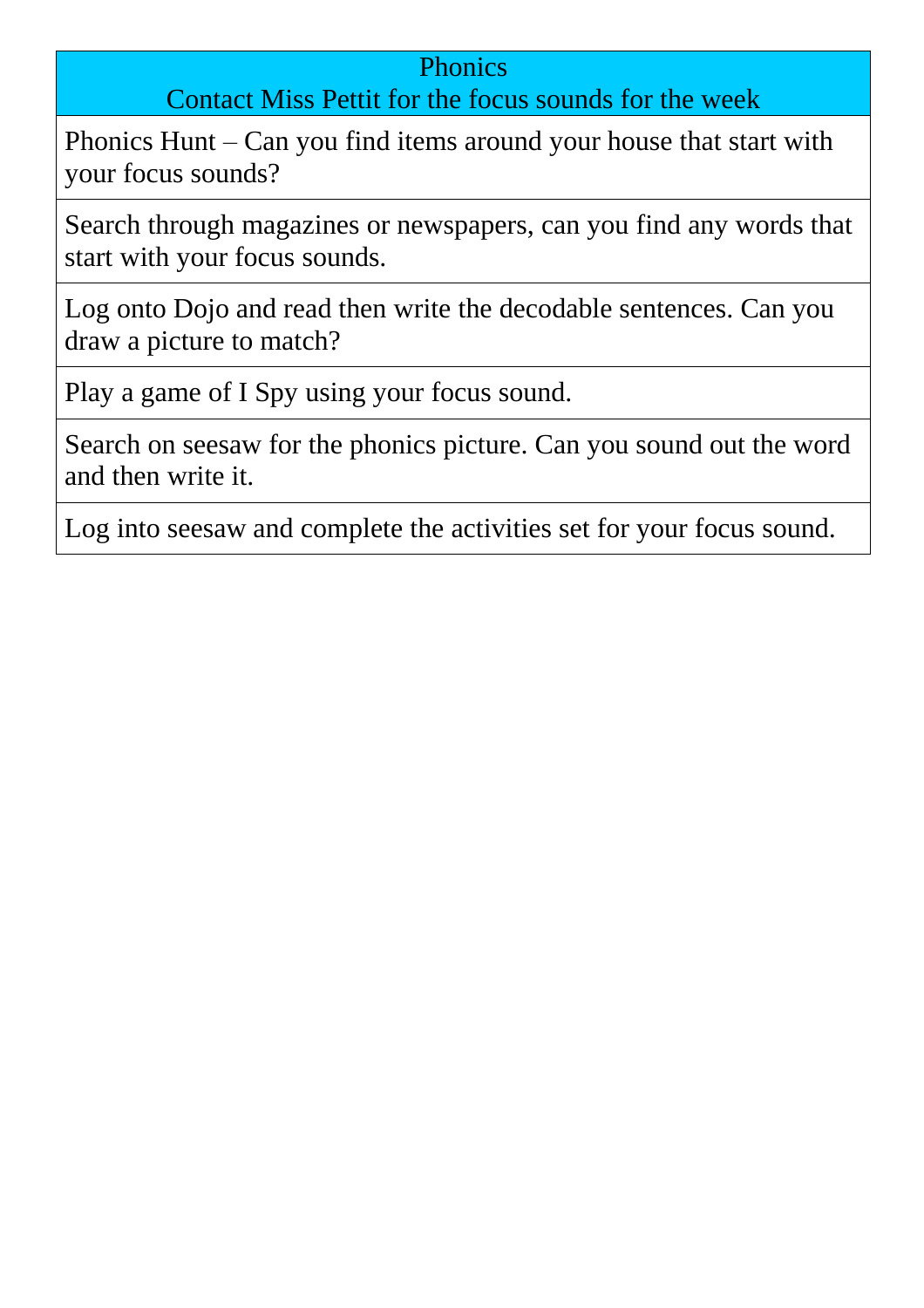| Phonics<br>Contact Miss Pettit for the focus sounds for the week |
|---|
| Phonics Hunt – Can you find items around your house that start with your focus sounds? |
| Search through magazines or newspapers, can you find any words that start with your focus sounds. |
| Log onto Dojo and read then write the decodable sentences. Can you draw a picture to match? |
| Play a game of I Spy using your focus sound. |
| Search on seesaw for the phonics picture. Can you sound out the word and then write it. |
| Log into seesaw and complete the activities set for your focus sound. |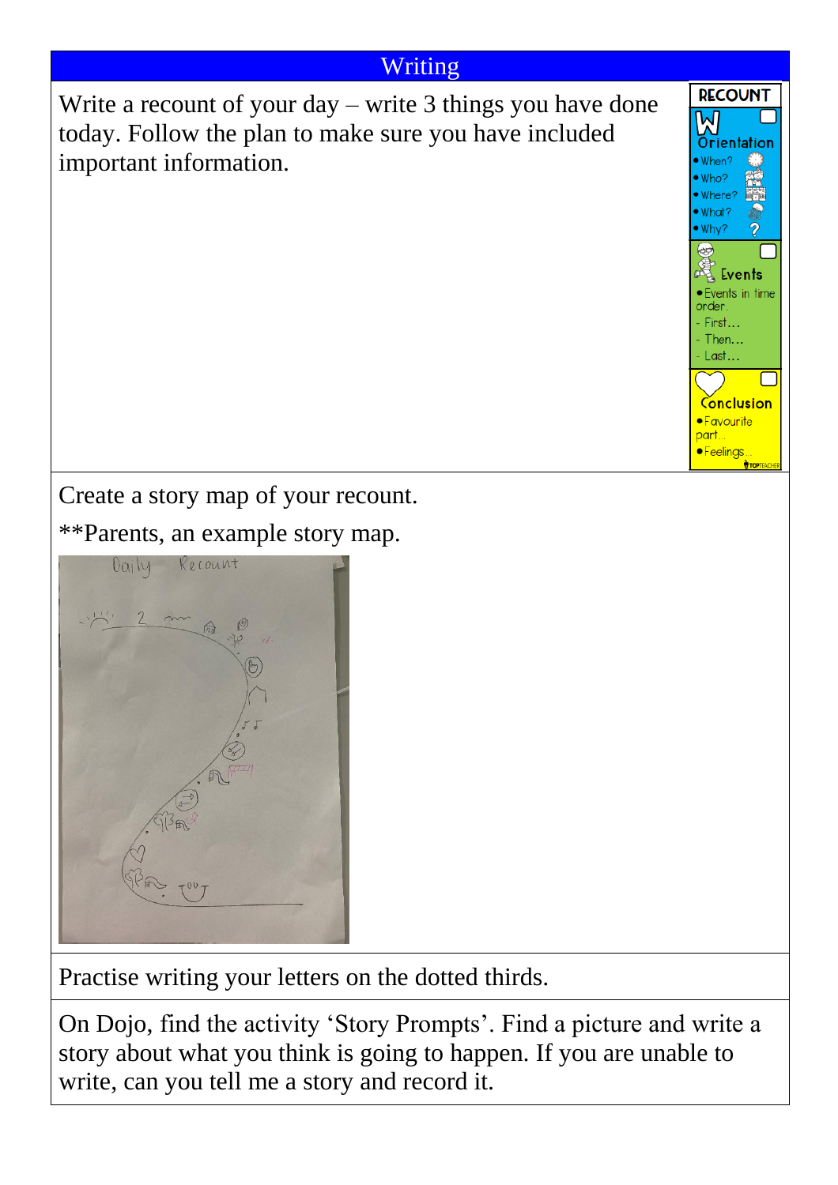## Writing

Write a recount of your day – write 3 things you have done today. Follow the plan to make sure you have included important information.

**RECOUNT**

**Orientation**
- When?
- Who?
- Where?
- What?
- Why?

**Events**
- Events in time order.
  - First…
  - Then…
  - Last…

**Conclusion**
- Favourite part…
- Feelings…

Create a story map of your recount.

**Parents, an example story map.

Practise writing your letters on the dotted thirds.

On Dojo, find the activity 'Story Prompts'. Find a picture and write a story about what you think is going to happen. If you are unable to write, can you tell me a story and record it.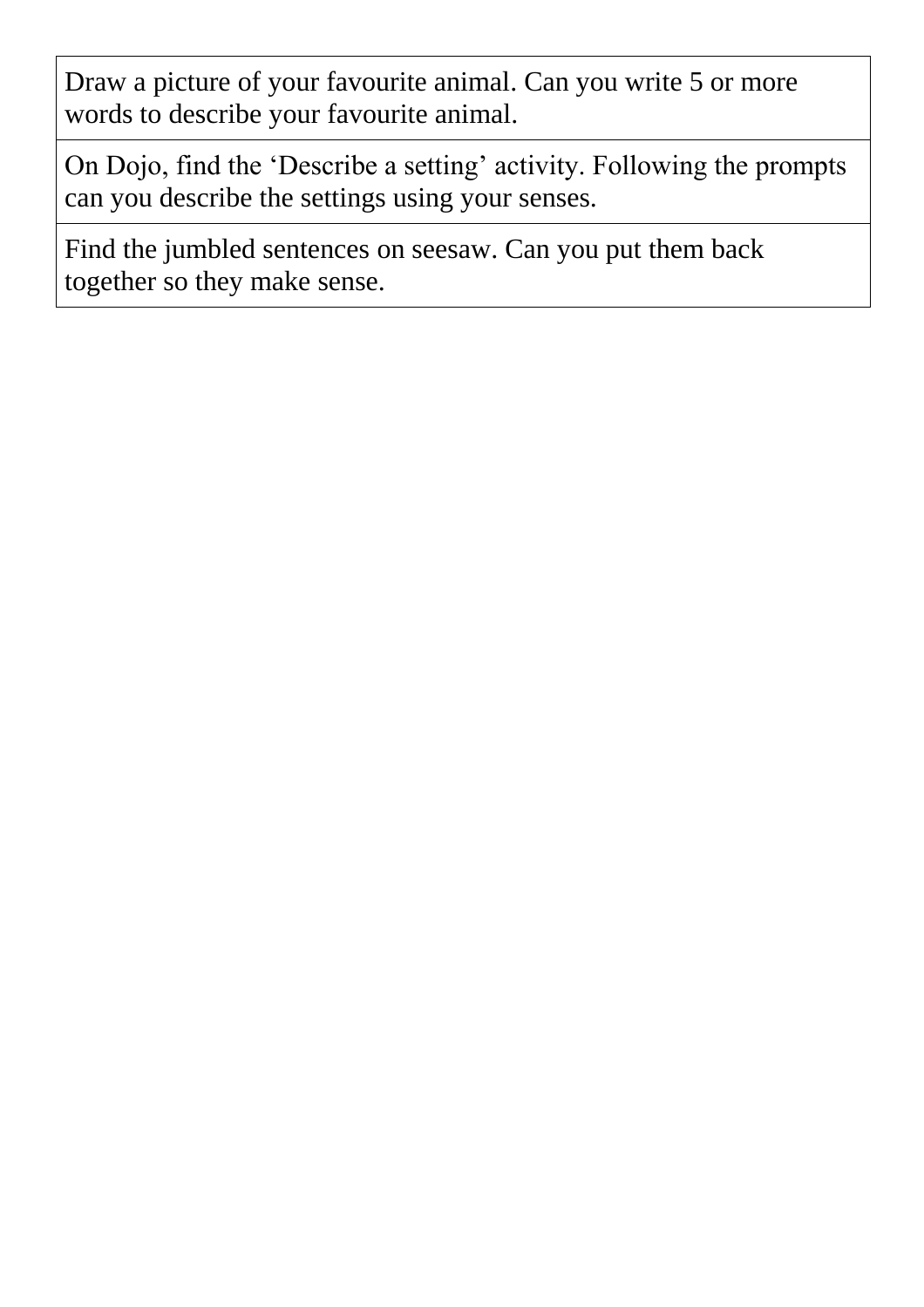| |
|---|
| Draw a picture of your favourite animal. Can you write 5 or more words to describe your favourite animal. |
| On Dojo, find the 'Describe a setting' activity. Following the prompts can you describe the settings using your senses. |
| Find the jumbled sentences on seesaw. Can you put them back together so they make sense. |